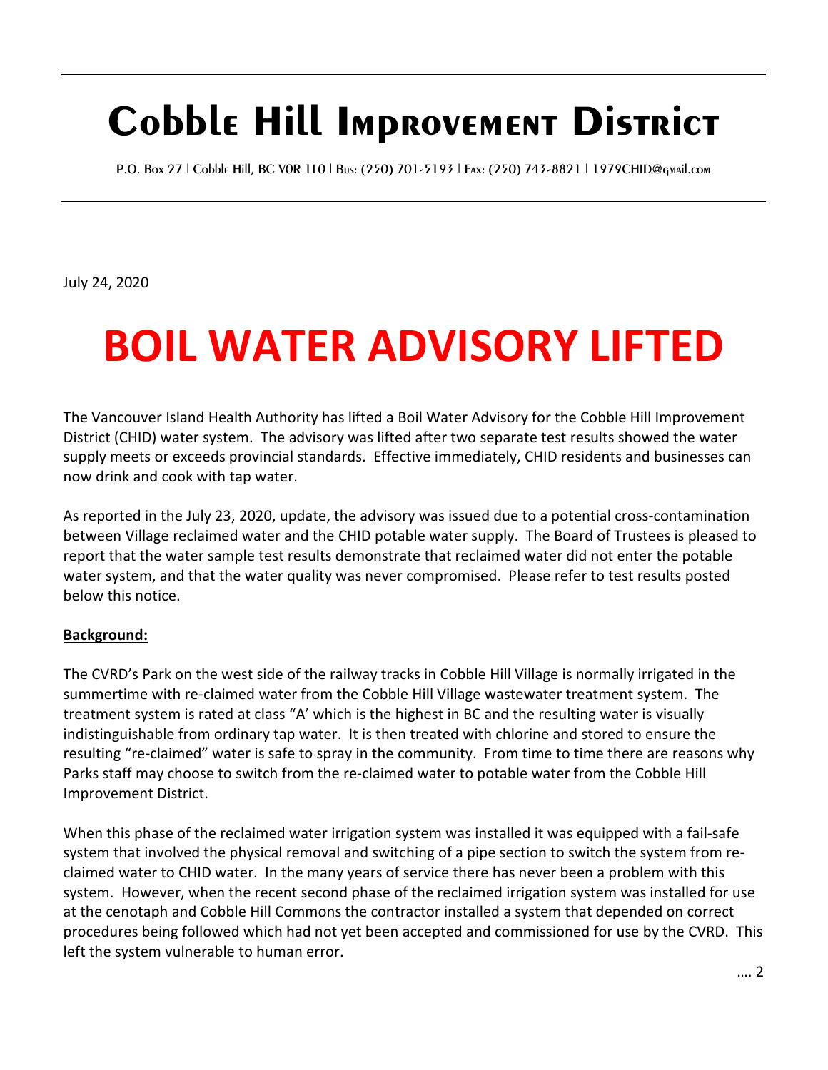# Cobble Hill Improvement District

P.O. Box 27 | Cobble Hill, BC V0R 1L0 | Bus: (250) 701-5193 | Fax: (250) 743-8821 | 1979CHID@gmail.com

July 24, 2020

# BOIL WATER ADVISORY LIFTED

The Vancouver Island Health Authority has lifted a Boil Water Advisory for the Cobble Hill Improvement District (CHID) water system. The advisory was lifted after two separate test results showed the water supply meets or exceeds provincial standards. Effective immediately, CHID residents and businesses can now drink and cook with tap water.

As reported in the July 23, 2020, update, the advisory was issued due to a potential cross-contamination between Village reclaimed water and the CHID potable water supply. The Board of Trustees is pleased to report that the water sample test results demonstrate that reclaimed water did not enter the potable water system, and that the water quality was never compromised. Please refer to test results posted below this notice.

**Background:**

The CVRD's Park on the west side of the railway tracks in Cobble Hill Village is normally irrigated in the summertime with re-claimed water from the Cobble Hill Village wastewater treatment system. The treatment system is rated at class "A' which is the highest in BC and the resulting water is visually indistinguishable from ordinary tap water. It is then treated with chlorine and stored to ensure the resulting "re-claimed" water is safe to spray in the community. From time to time there are reasons why Parks staff may choose to switch from the re-claimed water to potable water from the Cobble Hill Improvement District.

When this phase of the reclaimed water irrigation system was installed it was equipped with a fail-safe system that involved the physical removal and switching of a pipe section to switch the system from re-claimed water to CHID water. In the many years of service there has never been a problem with this system. However, when the recent second phase of the reclaimed irrigation system was installed for use at the cenotaph and Cobble Hill Commons the contractor installed a system that depended on correct procedures being followed which had not yet been accepted and commissioned for use by the CVRD. This left the system vulnerable to human error.

…. 2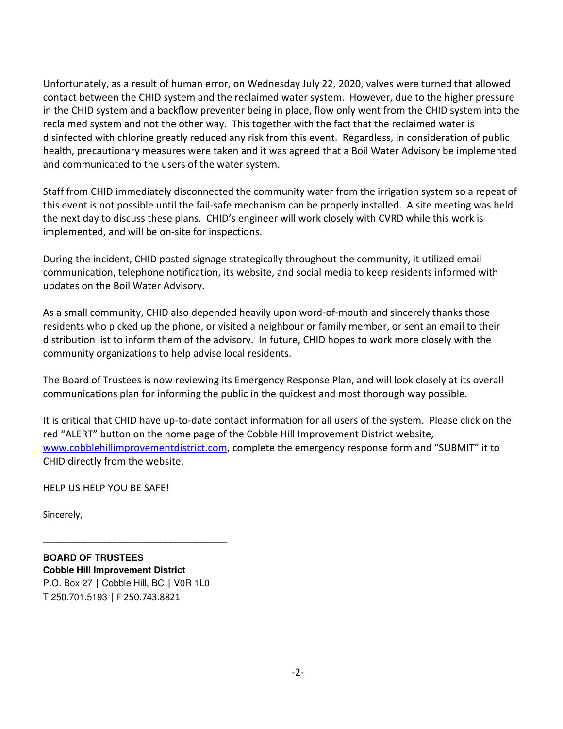Unfortunately, as a result of human error, on Wednesday July 22, 2020, valves were turned that allowed contact between the CHID system and the reclaimed water system. However, due to the higher pressure in the CHID system and a backflow preventer being in place, flow only went from the CHID system into the reclaimed system and not the other way. This together with the fact that the reclaimed water is disinfected with chlorine greatly reduced any risk from this event. Regardless, in consideration of public health, precautionary measures were taken and it was agreed that a Boil Water Advisory be implemented and communicated to the users of the water system.

Staff from CHID immediately disconnected the community water from the irrigation system so a repeat of this event is not possible until the fail-safe mechanism can be properly installed. A site meeting was held the next day to discuss these plans. CHID's engineer will work closely with CVRD while this work is implemented, and will be on-site for inspections.

During the incident, CHID posted signage strategically throughout the community, it utilized email communication, telephone notification, its website, and social media to keep residents informed with updates on the Boil Water Advisory.

As a small community, CHID also depended heavily upon word-of-mouth and sincerely thanks those residents who picked up the phone, or visited a neighbour or family member, or sent an email to their distribution list to inform them of the advisory. In future, CHID hopes to work more closely with the community organizations to help advise local residents.

The Board of Trustees is now reviewing its Emergency Response Plan, and will look closely at its overall communications plan for informing the public in the quickest and most thorough way possible.

It is critical that CHID have up-to-date contact information for all users of the system. Please click on the red "ALERT" button on the home page of the Cobble Hill Improvement District website, [www.cobblehillimprovementdistrict.com](http://www.cobblehillimprovementdistrict.com), complete the emergency response form and "SUBMIT" it to CHID directly from the website.

HELP US HELP YOU BE SAFE!

Sincerely,

\_\_\_\_\_\_\_\_\_\_\_\_\_\_\_\_\_\_\_\_\_\_\_\_\_\_\_\_\_\_\_\_\_\_\_\_

**BOARD OF TRUSTEES**
**Cobble Hill Improvement District**
P.O. Box 27 | Cobble Hill, BC | V0R 1L0
T 250.701.5193 | F 250.743.8821